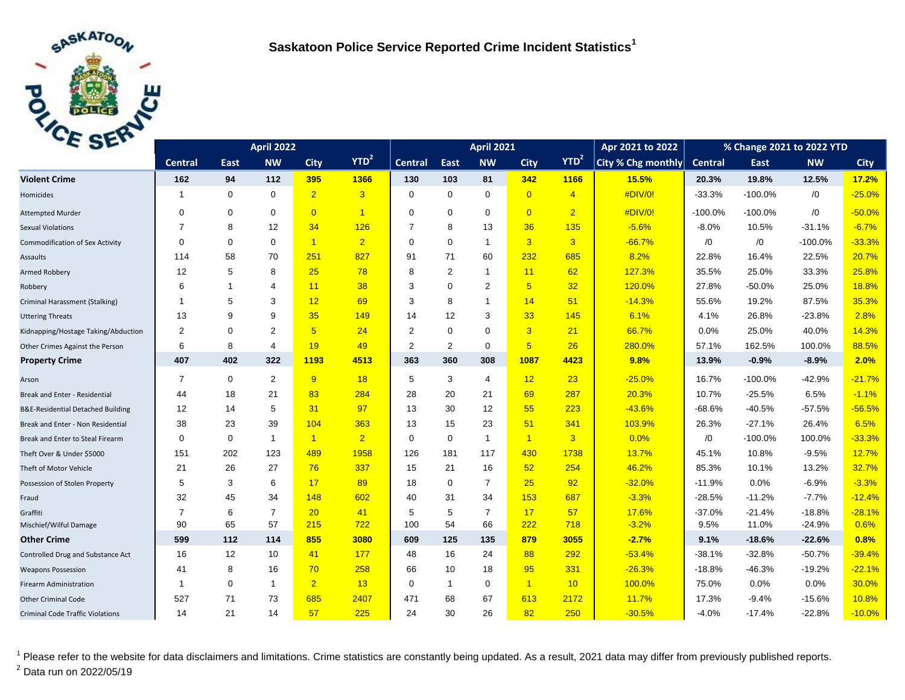# Saskatoon Police Service Reported Crime Incident Statistics[1]

| | April 2022 | | | | | April 2021 | | | | | Apr 2021 to 2022 | % Change 2021 to 2022 YTD | | | |
|---|---|---|---|---|---|---|---|---|---|---|---|---|---|---|---|
| | Central | East | NW | City | YTD[2] | Central | East | NW | City | YTD[2] | City % Chg monthly | Central | East | NW | City |
| **Violent Crime** | **162** | **94** | **112** | **395** | **1366** | **130** | **103** | **81** | **342** | **1166** | **15.5%** | **20.3%** | **19.8%** | **12.5%** | **17.2%** |
| Homicides | 1 | 0 | 0 | 2 | 3 | 0 | 0 | 0 | 0 | 4 | #DIV/0! | -33.3% | -100.0% | /0 | -25.0% |
| Attempted Murder | 0 | 0 | 0 | 0 | 1 | 0 | 0 | 0 | 0 | 2 | #DIV/0! | -100.0% | -100.0% | /0 | -50.0% |
| Sexual Violations | 7 | 8 | 12 | 34 | 126 | 7 | 8 | 13 | 36 | 135 | -5.6% | -8.0% | 10.5% | -31.1% | -6.7% |
| Commodification of Sex Activity | 0 | 0 | 0 | 1 | 2 | 0 | 0 | 1 | 3 | 3 | -66.7% | /0 | /0 | -100.0% | -33.3% |
| Assaults | 114 | 58 | 70 | 251 | 827 | 91 | 71 | 60 | 232 | 685 | 8.2% | 22.8% | 16.4% | 22.5% | 20.7% |
| Armed Robbery | 12 | 5 | 8 | 25 | 78 | 8 | 2 | 1 | 11 | 62 | 127.3% | 35.5% | 25.0% | 33.3% | 25.8% |
| Robbery | 6 | 1 | 4 | 11 | 38 | 3 | 0 | 2 | 5 | 32 | 120.0% | 27.8% | -50.0% | 25.0% | 18.8% |
| Criminal Harassment (Stalking) | 1 | 5 | 3 | 12 | 69 | 3 | 8 | 1 | 14 | 51 | -14.3% | 55.6% | 19.2% | 87.5% | 35.3% |
| Uttering Threats | 13 | 9 | 9 | 35 | 149 | 14 | 12 | 3 | 33 | 145 | 6.1% | 4.1% | 26.8% | -23.8% | 2.8% |
| Kidnapping/Hostage Taking/Abduction | 2 | 0 | 2 | 5 | 24 | 2 | 0 | 0 | 3 | 21 | 66.7% | 0.0% | 25.0% | 40.0% | 14.3% |
| Other Crimes Against the Person | 6 | 8 | 4 | 19 | 49 | 2 | 2 | 0 | 5 | 26 | 280.0% | 57.1% | 162.5% | 100.0% | 88.5% |
| **Property Crime** | **407** | **402** | **322** | **1193** | **4513** | **363** | **360** | **308** | **1087** | **4423** | **9.8%** | **13.9%** | **-0.9%** | **-8.9%** | **2.0%** |
| Arson | 7 | 0 | 2 | 9 | 18 | 5 | 3 | 4 | 12 | 23 | -25.0% | 16.7% | -100.0% | -42.9% | -21.7% |
| Break and Enter - Residential | 44 | 18 | 21 | 83 | 284 | 28 | 20 | 21 | 69 | 287 | 20.3% | 10.7% | -25.5% | 6.5% | -1.1% |
| B&E-Residential Detached Building | 12 | 14 | 5 | 31 | 97 | 13 | 30 | 12 | 55 | 223 | -43.6% | -68.6% | -40.5% | -57.5% | -56.5% |
| Break and Enter - Non Residential | 38 | 23 | 39 | 104 | 363 | 13 | 15 | 23 | 51 | 341 | 103.9% | 26.3% | -27.1% | 26.4% | 6.5% |
| Break and Enter to Steal Firearm | 0 | 0 | 1 | 1 | 2 | 0 | 0 | 1 | 1 | 3 | 0.0% | /0 | -100.0% | 100.0% | -33.3% |
| Theft Over & Under $5000 | 151 | 202 | 123 | 489 | 1958 | 126 | 181 | 117 | 430 | 1738 | 13.7% | 45.1% | 10.8% | -9.5% | 12.7% |
| Theft of Motor Vehicle | 21 | 26 | 27 | 76 | 337 | 15 | 21 | 16 | 52 | 254 | 46.2% | 85.3% | 10.1% | 13.2% | 32.7% |
| Possession of Stolen Property | 5 | 3 | 6 | 17 | 89 | 18 | 0 | 7 | 25 | 92 | -32.0% | -11.9% | 0.0% | -6.9% | -3.3% |
| Fraud | 32 | 45 | 34 | 148 | 602 | 40 | 31 | 34 | 153 | 687 | -3.3% | -28.5% | -11.2% | -7.7% | -12.4% |
| Graffiti | 7 | 6 | 7 | 20 | 41 | 5 | 5 | 7 | 17 | 57 | 17.6% | -37.0% | -21.4% | -18.8% | -28.1% |
| Mischief/Wilful Damage | 90 | 65 | 57 | 215 | 722 | 100 | 54 | 66 | 222 | 718 | -3.2% | 9.5% | 11.0% | -24.9% | 0.6% |
| **Other Crime** | **599** | **112** | **114** | **855** | **3080** | **609** | **125** | **135** | **879** | **3055** | **-2.7%** | **9.1%** | **-18.6%** | **-22.6%** | **0.8%** |
| Controlled Drug and Substance Act | 16 | 12 | 10 | 41 | 177 | 48 | 16 | 24 | 88 | 292 | -53.4% | -38.1% | -32.8% | -50.7% | -39.4% |
| Weapons Possession | 41 | 8 | 16 | 70 | 258 | 66 | 10 | 18 | 95 | 331 | -26.3% | -18.8% | -46.3% | -19.2% | -22.1% |
| Firearm Administration | 1 | 0 | 1 | 2 | 13 | 0 | 1 | 0 | 1 | 10 | 100.0% | 75.0% | 0.0% | 0.0% | 30.0% |
| Other Criminal Code | 527 | 71 | 73 | 685 | 2407 | 471 | 68 | 67 | 613 | 2172 | 11.7% | 17.3% | -9.4% | -15.6% | 10.8% |
| Criminal Code Traffic Violations | 14 | 21 | 14 | 57 | 225 | 24 | 30 | 26 | 82 | 250 | -30.5% | -4.0% | -17.4% | -22.8% | -10.0% |

[1] Please refer to the website for data disclaimers and limitations. Crime statistics are constantly being updated. As a result, 2021 data may differ from previously published reports.

[2] Data run on 2022/05/19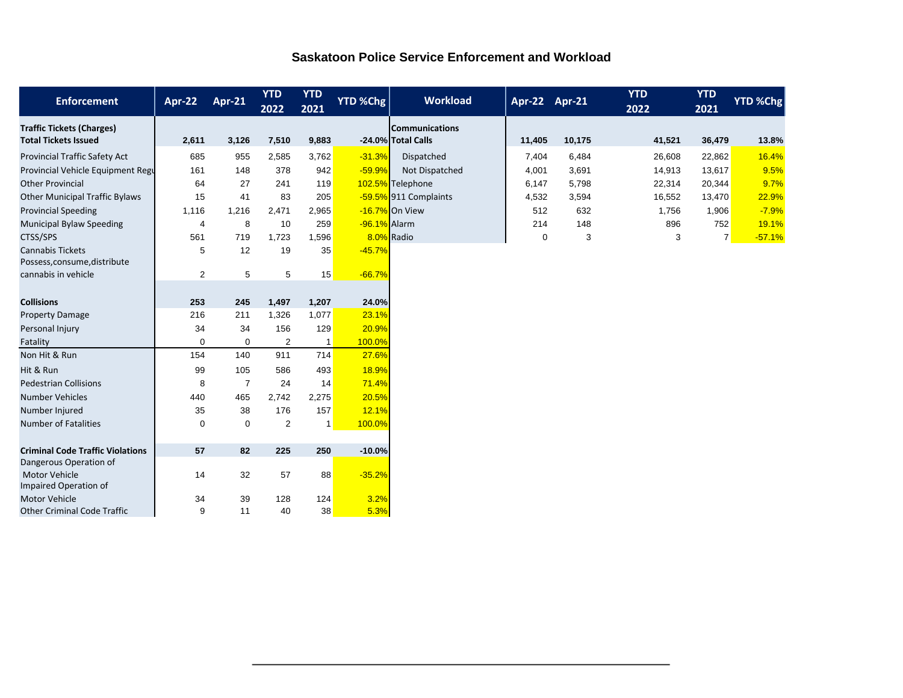# Saskatoon Police Service Enforcement and Workload

| Enforcement | Apr-22 | Apr-21 | YTD 2022 | YTD 2021 | YTD %Chg |
|---|---|---|---|---|---|
| **Traffic Tickets (Charges)** | | | | | |
| **Total Tickets Issued** | **2,611** | **3,126** | **7,510** | **9,883** | **-24.0%** |
| Provincial Traffic Safety Act | 685 | 955 | 2,585 | 3,762 | -31.3% |
| Provincial Vehicle Equipment Regu | 161 | 148 | 378 | 942 | -59.9% |
| Other Provincial | 64 | 27 | 241 | 119 | 102.5% |
| Other Municipal Traffic Bylaws | 15 | 41 | 83 | 205 | -59.5% |
| Provincial Speeding | 1,116 | 1,216 | 2,471 | 2,965 | -16.7% |
| Municipal Bylaw Speeding | 4 | 8 | 10 | 259 | -96.1% |
| CTSS/SPS | 561 | 719 | 1,723 | 1,596 | 8.0% |
| Cannabis Tickets | 5 | 12 | 19 | 35 | -45.7% |
| Possess,consume,distribute cannabis in vehicle | 2 | 5 | 5 | 15 | -66.7% |
| | | | | | |
| **Collisions** | **253** | **245** | **1,497** | **1,207** | **24.0%** |
| Property Damage | 216 | 211 | 1,326 | 1,077 | 23.1% |
| Personal Injury | 34 | 34 | 156 | 129 | 20.9% |
| Fatality | 0 | 0 | 2 | 1 | 100.0% |
| Non Hit & Run | 154 | 140 | 911 | 714 | 27.6% |
| Hit & Run | 99 | 105 | 586 | 493 | 18.9% |
| Pedestrian Collisions | 8 | 7 | 24 | 14 | 71.4% |
| Number Vehicles | 440 | 465 | 2,742 | 2,275 | 20.5% |
| Number Injured | 35 | 38 | 176 | 157 | 12.1% |
| Number of Fatalities | 0 | 0 | 2 | 1 | 100.0% |
| | | | | | |
| **Criminal Code Traffic Violations** | **57** | **82** | **225** | **250** | **-10.0%** |
| Dangerous Operation of Motor Vehicle | 14 | 32 | 57 | 88 | -35.2% |
| Impaired Operation of Motor Vehicle | 34 | 39 | 128 | 124 | 3.2% |
| Other Criminal Code Traffic | 9 | 11 | 40 | 38 | 5.3% |

| Workload | Apr-22 | Apr-21 | YTD 2022 | YTD 2021 | YTD %Chg |
|---|---|---|---|---|---|
| **Communications** | | | | | |
| **Total Calls** | **11,405** | **10,175** | **41,521** | **36,479** | **13.8%** |
| Dispatched | 7,404 | 6,484 | 26,608 | 22,862 | 16.4% |
| Not Dispatched | 4,001 | 3,691 | 14,913 | 13,617 | 9.5% |
| Telephone | 6,147 | 5,798 | 22,314 | 20,344 | 9.7% |
| 911 Complaints | 4,532 | 3,594 | 16,552 | 13,470 | 22.9% |
| On View | 512 | 632 | 1,756 | 1,906 | -7.9% |
| Alarm | 214 | 148 | 896 | 752 | 19.1% |
| Radio | 0 | 3 | 3 | 7 | -57.1% |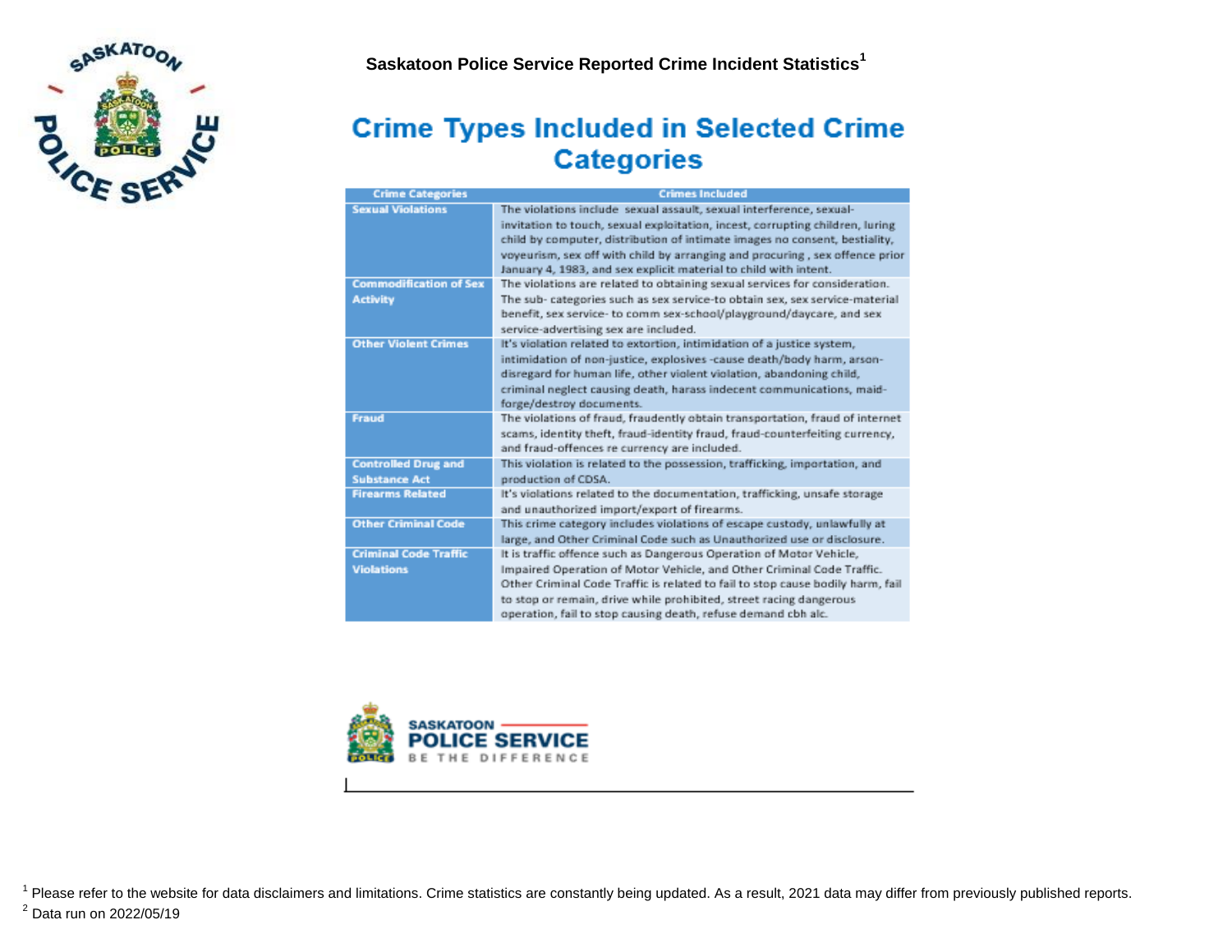**Saskatoon Police Service Reported Crime Incident Statistics[1]**

# Crime Types Included in Selected Crime Categories

| Crime Categories | Crimes Included |
|---|---|
| Sexual Violations | The violations include sexual assault, sexual interference, sexual-invitation to touch, sexual exploitation, incest, corrupting children, luring child by computer, distribution of intimate images no consent, bestiality, voyeurism, sex off with child by arranging and procuring , sex offence prior January 4, 1983, and sex explicit material to child with intent. |
| Commodification of Sex Activity | The violations are related to obtaining sexual services for consideration. The sub- categories such as sex service-to obtain sex, sex service-material benefit, sex service- to comm sex-school/playground/daycare, and sex service-advertising sex are included. |
| Other Violent Crimes | It's violation related to extortion, intimidation of a justice system, intimidation of non-justice, explosives -cause death/body harm, arson-disregard for human life, other violent violation, abandoning child, criminal neglect causing death, harass indecent communications, maid-forge/destroy documents. |
| Fraud | The violations of fraud, fraudently obtain transportation, fraud of internet scams, identity theft, fraud-identity fraud, fraud-counterfeiting currency, and fraud-offences re currency are included. |
| Controlled Drug and Substance Act | This violation is related to the possession, trafficking, importation, and production of CDSA. |
| Firearms Related | It's violations related to the documentation, trafficking, unsafe storage and unauthorized import/export of firearms. |
| Other Criminal Code | This crime category includes violations of escape custody, unlawfully at large, and Other Criminal Code such as Unauthorized use or disclosure. |
| Criminal Code Traffic Violations | It is traffic offence such as Dangerous Operation of Motor Vehicle, Impaired Operation of Motor Vehicle, and Other Criminal Code Traffic. Other Criminal Code Traffic is related to fail to stop cause bodily harm, fail to stop or remain, drive while prohibited, street racing dangerous operation, fail to stop causing death, refuse demand cbh alc. |

SASKATOON POLICE SERVICE
BE THE DIFFERENCE

[1] Please refer to the website for data disclaimers and limitations. Crime statistics are constantly being updated. As a result, 2021 data may differ from previously published reports.
[2] Data run on 2022/05/19